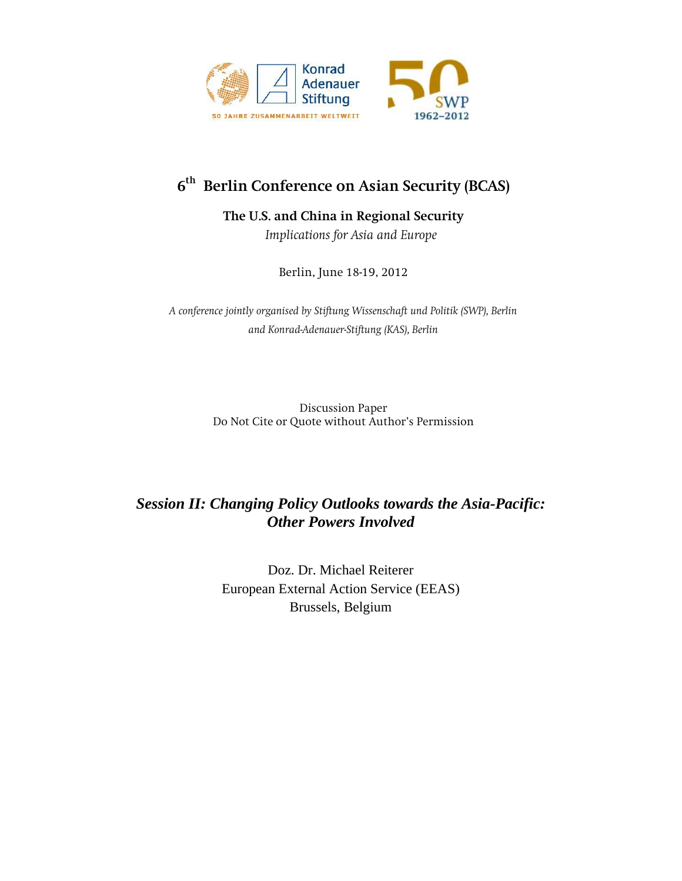Konrad Adenauer Stiftung

50 JAHRE ZUSAMMENARBEIT WELTWEIT

SWP 1962–2012

# 6th Berlin Conference on Asian Security (BCAS)

## The U.S. and China in Regional Security

*Implications for Asia and Europe*

Berlin, June 18-19, 2012

*A conference jointly organised by Stiftung Wissenschaft und Politik (SWP), Berlin and Konrad-Adenauer-Stiftung (KAS), Berlin*

Discussion Paper
Do Not Cite or Quote without Author's Permission

## *Session II: Changing Policy Outlooks towards the Asia-Pacific: Other Powers Involved*

Doz. Dr. Michael Reiterer
European External Action Service (EEAS)
Brussels, Belgium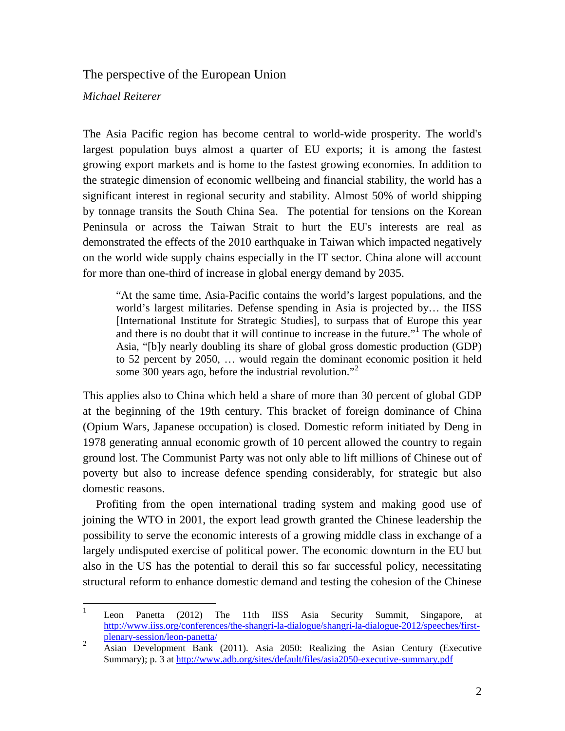## The perspective of the European Union

*Michael Reiterer*

The Asia Pacific region has become central to world-wide prosperity. The world's largest population buys almost a quarter of EU exports; it is among the fastest growing export markets and is home to the fastest growing economies. In addition to the strategic dimension of economic wellbeing and financial stability, the world has a significant interest in regional security and stability. Almost 50% of world shipping by tonnage transits the South China Sea. The potential for tensions on the Korean Peninsula or across the Taiwan Strait to hurt the EU's interests are real as demonstrated the effects of the 2010 earthquake in Taiwan which impacted negatively on the world wide supply chains especially in the IT sector. China alone will account for more than one-third of increase in global energy demand by 2035.

> "At the same time, Asia-Pacific contains the world's largest populations, and the world's largest militaries. Defense spending in Asia is projected by… the IISS [International Institute for Strategic Studies], to surpass that of Europe this year and there is no doubt that it will continue to increase in the future."[1] The whole of Asia, "[b]y nearly doubling its share of global gross domestic production (GDP) to 52 percent by 2050, … would regain the dominant economic position it held some 300 years ago, before the industrial revolution."[2]

This applies also to China which held a share of more than 30 percent of global GDP at the beginning of the 19th century. This bracket of foreign dominance of China (Opium Wars, Japanese occupation) is closed. Domestic reform initiated by Deng in 1978 generating annual economic growth of 10 percent allowed the country to regain ground lost. The Communist Party was not only able to lift millions of Chinese out of poverty but also to increase defence spending considerably, for strategic but also domestic reasons.

Profiting from the open international trading system and making good use of joining the WTO in 2001, the export lead growth granted the Chinese leadership the possibility to serve the economic interests of a growing middle class in exchange of a largely undisputed exercise of political power. The economic downturn in the EU but also in the US has the potential to derail this so far successful policy, necessitating structural reform to enhance domestic demand and testing the cohesion of the Chinese

---

[1] Leon Panetta (2012) The 11th IISS Asia Security Summit, Singapore, at http://www.iiss.org/conferences/the-shangri-la-dialogue/shangri-la-dialogue-2012/speeches/first-plenary-session/leon-panetta/

[2] Asian Development Bank (2011). Asia 2050: Realizing the Asian Century (Executive Summary); p. 3 at http://www.adb.org/sites/default/files/asia2050-executive-summary.pdf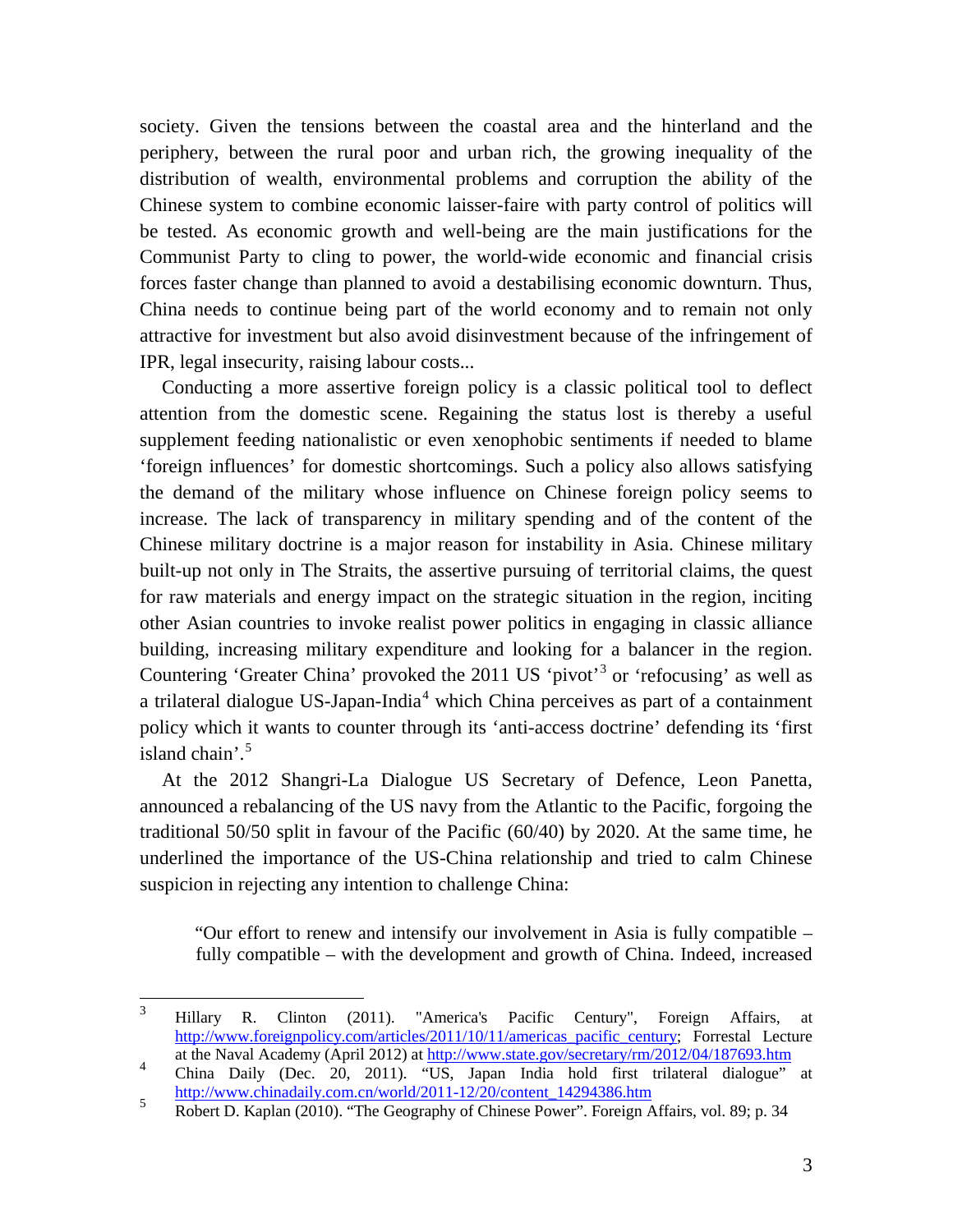society. Given the tensions between the coastal area and the hinterland and the periphery, between the rural poor and urban rich, the growing inequality of the distribution of wealth, environmental problems and corruption the ability of the Chinese system to combine economic laisser-faire with party control of politics will be tested. As economic growth and well-being are the main justifications for the Communist Party to cling to power, the world-wide economic and financial crisis forces faster change than planned to avoid a destabilising economic downturn. Thus, China needs to continue being part of the world economy and to remain not only attractive for investment but also avoid disinvestment because of the infringement of IPR, legal insecurity, raising labour costs...

Conducting a more assertive foreign policy is a classic political tool to deflect attention from the domestic scene. Regaining the status lost is thereby a useful supplement feeding nationalistic or even xenophobic sentiments if needed to blame 'foreign influences' for domestic shortcomings. Such a policy also allows satisfying the demand of the military whose influence on Chinese foreign policy seems to increase. The lack of transparency in military spending and of the content of the Chinese military doctrine is a major reason for instability in Asia. Chinese military built-up not only in The Straits, the assertive pursuing of territorial claims, the quest for raw materials and energy impact on the strategic situation in the region, inciting other Asian countries to invoke realist power politics in engaging in classic alliance building, increasing military expenditure and looking for a balancer in the region. Countering 'Greater China' provoked the 2011 US 'pivot'[3] or 'refocusing' as well as a trilateral dialogue US-Japan-India[4] which China perceives as part of a containment policy which it wants to counter through its 'anti-access doctrine' defending its 'first island chain'.[5]

At the 2012 Shangri-La Dialogue US Secretary of Defence, Leon Panetta, announced a rebalancing of the US navy from the Atlantic to the Pacific, forgoing the traditional 50/50 split in favour of the Pacific (60/40) by 2020. At the same time, he underlined the importance of the US-China relationship and tried to calm Chinese suspicion in rejecting any intention to challenge China:

> "Our effort to renew and intensify our involvement in Asia is fully compatible – fully compatible – with the development and growth of China. Indeed, increased

---

[3] Hillary R. Clinton (2011). "America's Pacific Century", Foreign Affairs, at http://www.foreignpolicy.com/articles/2011/10/11/americas_pacific_century; Forrestal Lecture at the Naval Academy (April 2012) at http://www.state.gov/secretary/rm/2012/04/187693.htm

[4] China Daily (Dec. 20, 2011). "US, Japan India hold first trilateral dialogue" at http://www.chinadaily.com.cn/world/2011-12/20/content_14294386.htm

[5] Robert D. Kaplan (2010). "The Geography of Chinese Power". Foreign Affairs, vol. 89; p. 34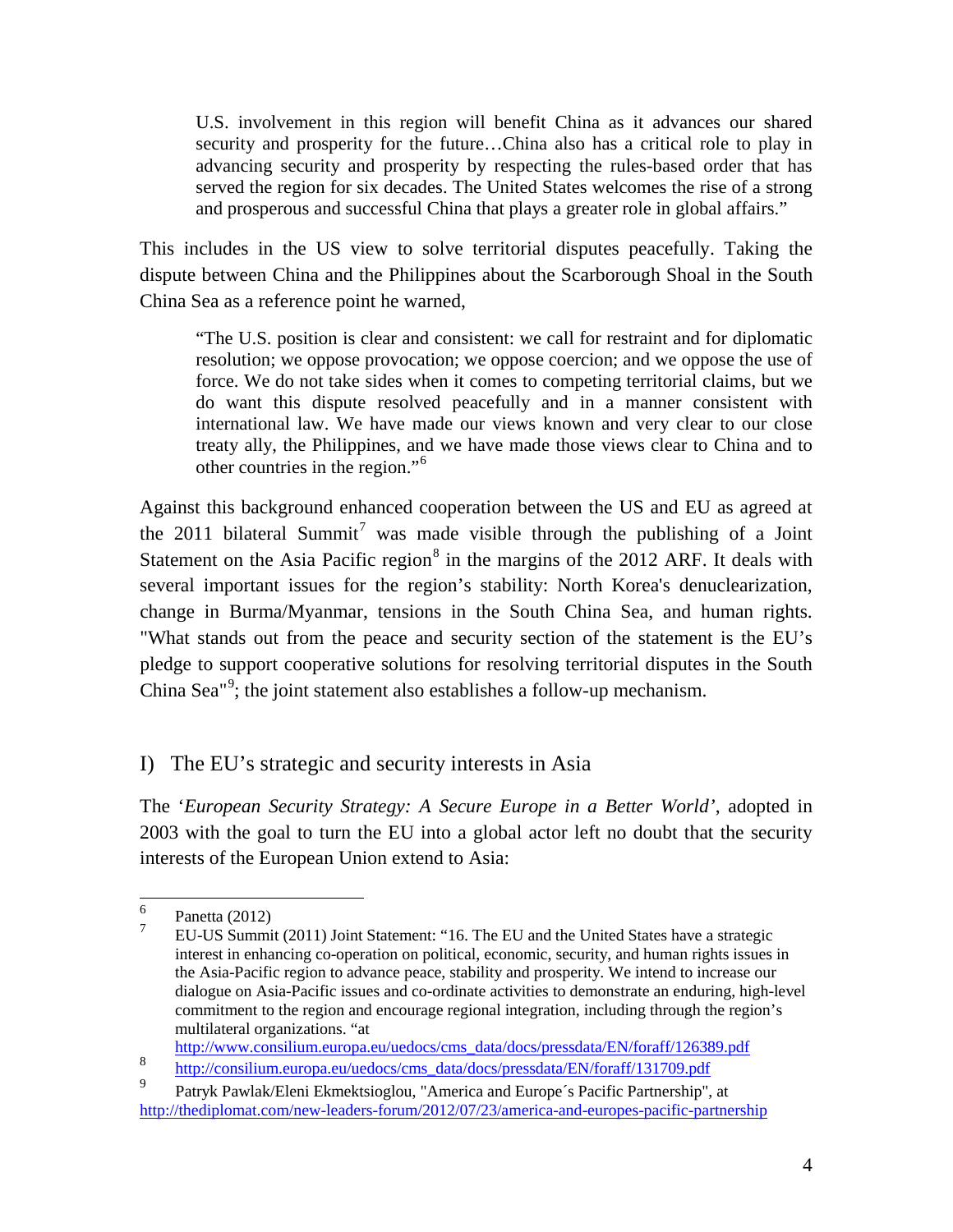> U.S. involvement in this region will benefit China as it advances our shared security and prosperity for the future…China also has a critical role to play in advancing security and prosperity by respecting the rules-based order that has served the region for six decades. The United States welcomes the rise of a strong and prosperous and successful China that plays a greater role in global affairs."

This includes in the US view to solve territorial disputes peacefully. Taking the dispute between China and the Philippines about the Scarborough Shoal in the South China Sea as a reference point he warned,

> "The U.S. position is clear and consistent: we call for restraint and for diplomatic resolution; we oppose provocation; we oppose coercion; and we oppose the use of force. We do not take sides when it comes to competing territorial claims, but we do want this dispute resolved peacefully and in a manner consistent with international law. We have made our views known and very clear to our close treaty ally, the Philippines, and we have made those views clear to China and to other countries in the region."[6]

Against this background enhanced cooperation between the US and EU as agreed at the 2011 bilateral Summit[7] was made visible through the publishing of a Joint Statement on the Asia Pacific region[8] in the margins of the 2012 ARF. It deals with several important issues for the region's stability: North Korea's denuclearization, change in Burma/Myanmar, tensions in the South China Sea, and human rights. "What stands out from the peace and security section of the statement is the EU's pledge to support cooperative solutions for resolving territorial disputes in the South China Sea"[9]; the joint statement also establishes a follow-up mechanism.

## I) The EU's strategic and security interests in Asia

The '*European Security Strategy: A Secure Europe in a Better World*', adopted in 2003 with the goal to turn the EU into a global actor left no doubt that the security interests of the European Union extend to Asia:

---

[6] Panetta (2012)

[7] EU-US Summit (2011) Joint Statement: "16. The EU and the United States have a strategic interest in enhancing co-operation on political, economic, security, and human rights issues in the Asia-Pacific region to advance peace, stability and prosperity. We intend to increase our dialogue on Asia-Pacific issues and co-ordinate activities to demonstrate an enduring, high-level commitment to the region and encourage regional integration, including through the region's multilateral organizations. "at http://www.consilium.europa.eu/uedocs/cms_data/docs/pressdata/EN/foraff/126389.pdf

[8] http://consilium.europa.eu/uedocs/cms_data/docs/pressdata/EN/foraff/131709.pdf

[9] Patryk Pawlak/Eleni Ekmektsioglou, "America and Europe´s Pacific Partnership", at http://thediplomat.com/new-leaders-forum/2012/07/23/america-and-europes-pacific-partnership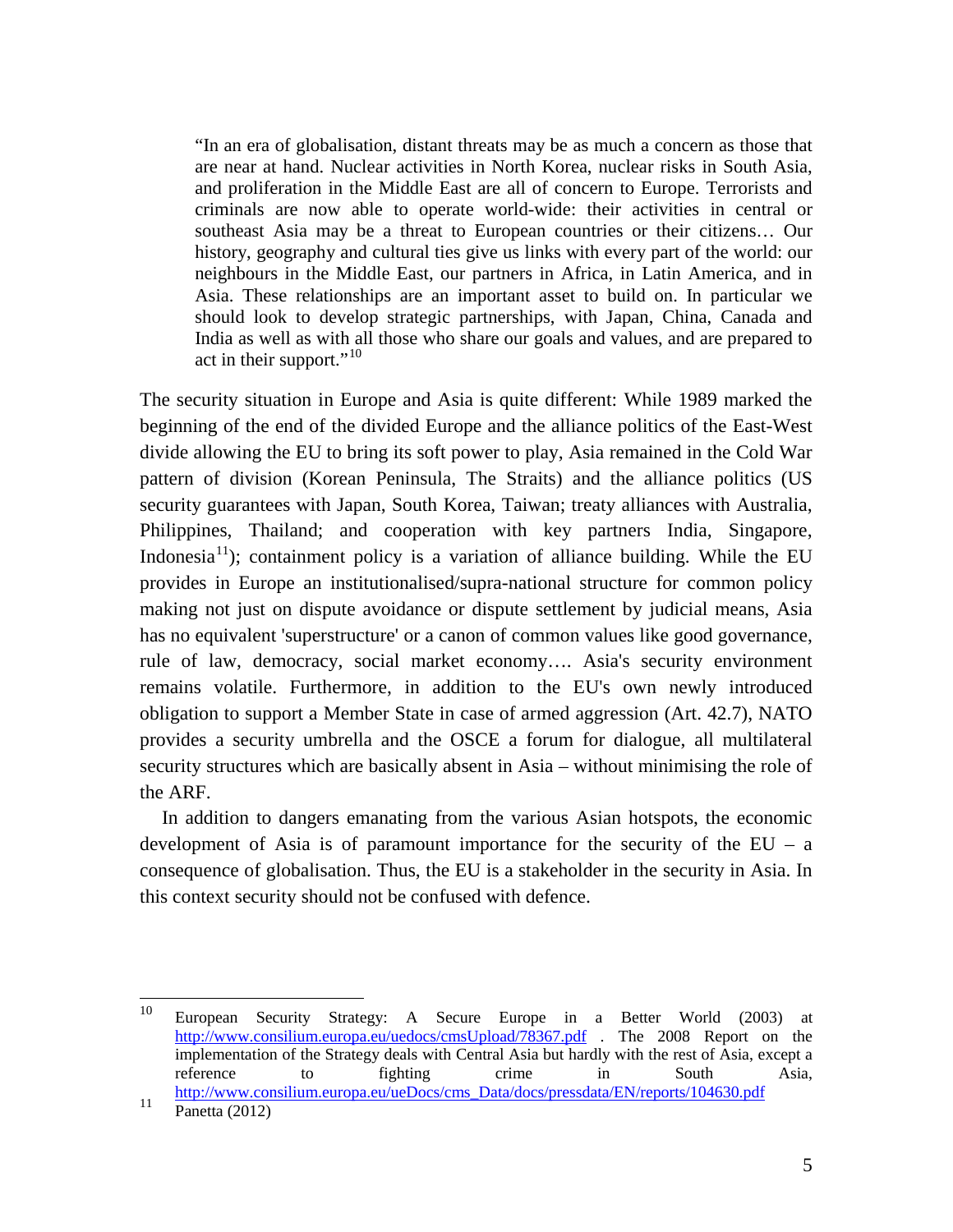> "In an era of globalisation, distant threats may be as much a concern as those that are near at hand. Nuclear activities in North Korea, nuclear risks in South Asia, and proliferation in the Middle East are all of concern to Europe. Terrorists and criminals are now able to operate world-wide: their activities in central or southeast Asia may be a threat to European countries or their citizens… Our history, geography and cultural ties give us links with every part of the world: our neighbours in the Middle East, our partners in Africa, in Latin America, and in Asia. These relationships are an important asset to build on. In particular we should look to develop strategic partnerships, with Japan, China, Canada and India as well as with all those who share our goals and values, and are prepared to act in their support."[10]

The security situation in Europe and Asia is quite different: While 1989 marked the beginning of the end of the divided Europe and the alliance politics of the East-West divide allowing the EU to bring its soft power to play, Asia remained in the Cold War pattern of division (Korean Peninsula, The Straits) and the alliance politics (US security guarantees with Japan, South Korea, Taiwan; treaty alliances with Australia, Philippines, Thailand; and cooperation with key partners India, Singapore, Indonesia[11]); containment policy is a variation of alliance building. While the EU provides in Europe an institutionalised/supra-national structure for common policy making not just on dispute avoidance or dispute settlement by judicial means, Asia has no equivalent 'superstructure' or a canon of common values like good governance, rule of law, democracy, social market economy…. Asia's security environment remains volatile. Furthermore, in addition to the EU's own newly introduced obligation to support a Member State in case of armed aggression (Art. 42.7), NATO provides a security umbrella and the OSCE a forum for dialogue, all multilateral security structures which are basically absent in Asia – without minimising the role of the ARF.

In addition to dangers emanating from the various Asian hotspots, the economic development of Asia is of paramount importance for the security of the EU – a consequence of globalisation. Thus, the EU is a stakeholder in the security in Asia. In this context security should not be confused with defence.

---

[10] European Security Strategy: A Secure Europe in a Better World (2003) at http://www.consilium.europa.eu/uedocs/cmsUpload/78367.pdf . The 2008 Report on the implementation of the Strategy deals with Central Asia but hardly with the rest of Asia, except a reference to fighting crime in South Asia, http://www.consilium.europa.eu/ueDocs/cms_Data/docs/pressdata/EN/reports/104630.pdf

[11] Panetta (2012)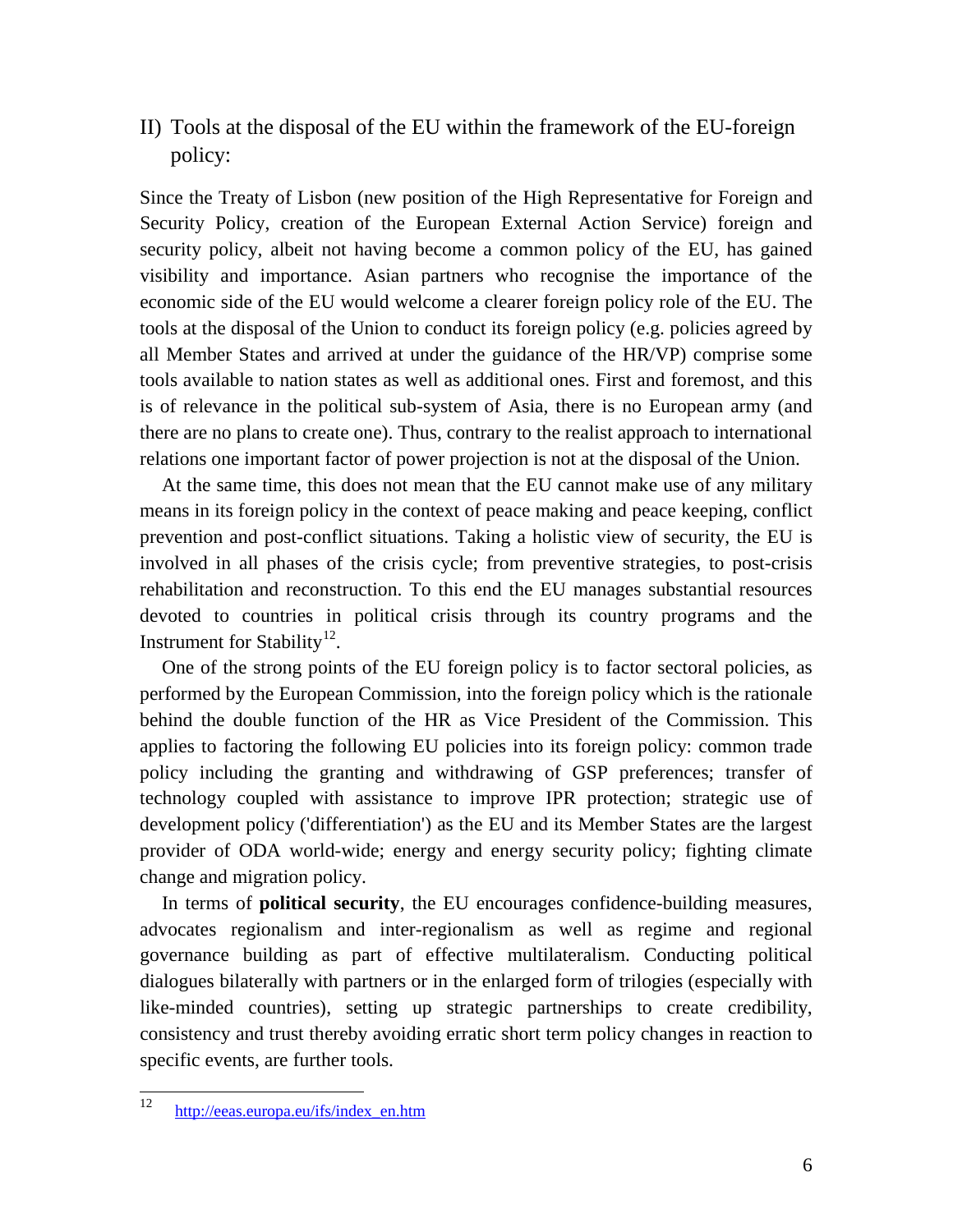## II) Tools at the disposal of the EU within the framework of the EU-foreign policy:

Since the Treaty of Lisbon (new position of the High Representative for Foreign and Security Policy, creation of the European External Action Service) foreign and security policy, albeit not having become a common policy of the EU, has gained visibility and importance. Asian partners who recognise the importance of the economic side of the EU would welcome a clearer foreign policy role of the EU. The tools at the disposal of the Union to conduct its foreign policy (e.g. policies agreed by all Member States and arrived at under the guidance of the HR/VP) comprise some tools available to nation states as well as additional ones. First and foremost, and this is of relevance in the political sub-system of Asia, there is no European army (and there are no plans to create one). Thus, contrary to the realist approach to international relations one important factor of power projection is not at the disposal of the Union.

At the same time, this does not mean that the EU cannot make use of any military means in its foreign policy in the context of peace making and peace keeping, conflict prevention and post-conflict situations. Taking a holistic view of security, the EU is involved in all phases of the crisis cycle; from preventive strategies, to post-crisis rehabilitation and reconstruction. To this end the EU manages substantial resources devoted to countries in political crisis through its country programs and the Instrument for Stability[12].

One of the strong points of the EU foreign policy is to factor sectoral policies, as performed by the European Commission, into the foreign policy which is the rationale behind the double function of the HR as Vice President of the Commission. This applies to factoring the following EU policies into its foreign policy: common trade policy including the granting and withdrawing of GSP preferences; transfer of technology coupled with assistance to improve IPR protection; strategic use of development policy ('differentiation') as the EU and its Member States are the largest provider of ODA world-wide; energy and energy security policy; fighting climate change and migration policy.

In terms of **political security**, the EU encourages confidence-building measures, advocates regionalism and inter-regionalism as well as regime and regional governance building as part of effective multilateralism. Conducting political dialogues bilaterally with partners or in the enlarged form of trilogies (especially with like-minded countries), setting up strategic partnerships to create credibility, consistency and trust thereby avoiding erratic short term policy changes in reaction to specific events, are further tools.

---

[12] http://eeas.europa.eu/ifs/index_en.htm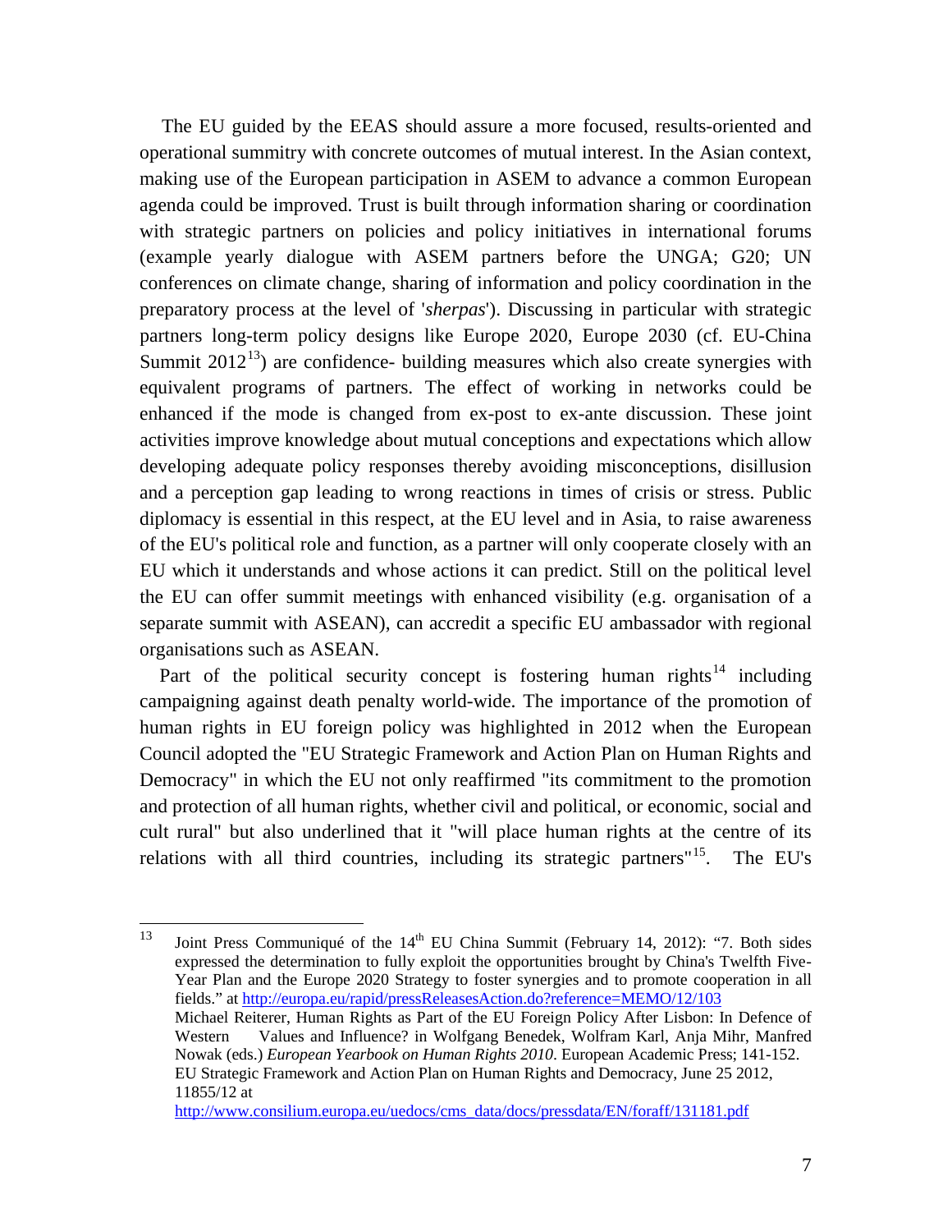The EU guided by the EEAS should assure a more focused, results-oriented and operational summitry with concrete outcomes of mutual interest. In the Asian context, making use of the European participation in ASEM to advance a common European agenda could be improved. Trust is built through information sharing or coordination with strategic partners on policies and policy initiatives in international forums (example yearly dialogue with ASEM partners before the UNGA; G20; UN conferences on climate change, sharing of information and policy coordination in the preparatory process at the level of '*sherpas*'). Discussing in particular with strategic partners long-term policy designs like Europe 2020, Europe 2030 (cf. EU-China Summit 2012[13]) are confidence- building measures which also create synergies with equivalent programs of partners. The effect of working in networks could be enhanced if the mode is changed from ex-post to ex-ante discussion. These joint activities improve knowledge about mutual conceptions and expectations which allow developing adequate policy responses thereby avoiding misconceptions, disillusion and a perception gap leading to wrong reactions in times of crisis or stress. Public diplomacy is essential in this respect, at the EU level and in Asia, to raise awareness of the EU's political role and function, as a partner will only cooperate closely with an EU which it understands and whose actions it can predict. Still on the political level the EU can offer summit meetings with enhanced visibility (e.g. organisation of a separate summit with ASEAN), can accredit a specific EU ambassador with regional organisations such as ASEAN.

Part of the political security concept is fostering human rights[14] including campaigning against death penalty world-wide. The importance of the promotion of human rights in EU foreign policy was highlighted in 2012 when the European Council adopted the "EU Strategic Framework and Action Plan on Human Rights and Democracy" in which the EU not only reaffirmed "its commitment to the promotion and protection of all human rights, whether civil and political, or economic, social and cult rural" but also underlined that it "will place human rights at the centre of its relations with all third countries, including its strategic partners"[15]. The EU's

---

[13] Joint Press Communiqué of the 14th EU China Summit (February 14, 2012): "7. Both sides expressed the determination to fully exploit the opportunities brought by China's Twelfth Five-Year Plan and the Europe 2020 Strategy to foster synergies and to promote cooperation in all fields." at http://europa.eu/rapid/pressReleasesAction.do?reference=MEMO/12/103

[14] Michael Reiterer, Human Rights as Part of the EU Foreign Policy After Lisbon: In Defence of Western Values and Influence? in Wolfgang Benedek, Wolfram Karl, Anja Mihr, Manfred Nowak (eds.) *European Yearbook on Human Rights 2010*. European Academic Press; 141-152.

[15] EU Strategic Framework and Action Plan on Human Rights and Democracy, June 25 2012, 11855/12 at http://www.consilium.europa.eu/uedocs/cms_data/docs/pressdata/EN/foraff/131181.pdf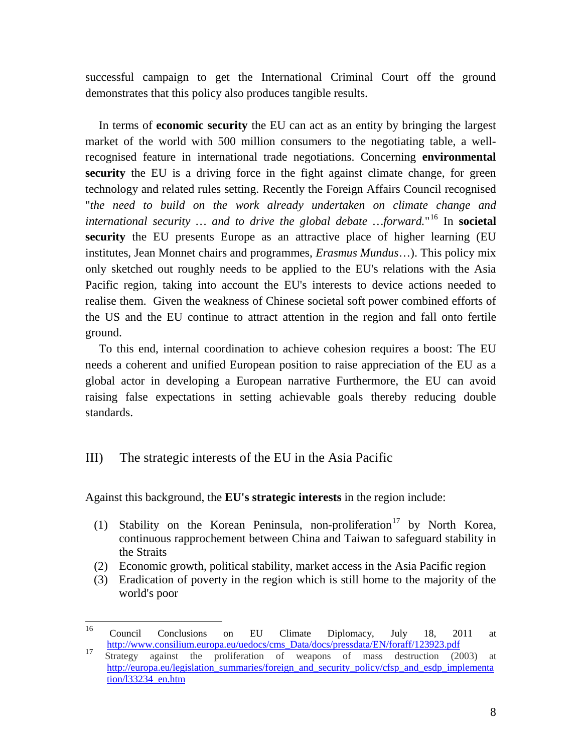successful campaign to get the International Criminal Court off the ground demonstrates that this policy also produces tangible results.

In terms of **economic security** the EU can act as an entity by bringing the largest market of the world with 500 million consumers to the negotiating table, a well-recognised feature in international trade negotiations. Concerning **environmental security** the EU is a driving force in the fight against climate change, for green technology and related rules setting. Recently the Foreign Affairs Council recognised "*the need to build on the work already undertaken on climate change and international security … and to drive the global debate …forward.*"[16] In **societal security** the EU presents Europe as an attractive place of higher learning (EU institutes, Jean Monnet chairs and programmes, *Erasmus Mundus*…). This policy mix only sketched out roughly needs to be applied to the EU's relations with the Asia Pacific region, taking into account the EU's interests to device actions needed to realise them. Given the weakness of Chinese societal soft power combined efforts of the US and the EU continue to attract attention in the region and fall onto fertile ground.

To this end, internal coordination to achieve cohesion requires a boost: The EU needs a coherent and unified European position to raise appreciation of the EU as a global actor in developing a European narrative Furthermore, the EU can avoid raising false expectations in setting achievable goals thereby reducing double standards.

## III) The strategic interests of the EU in the Asia Pacific

Against this background, the **EU's strategic interests** in the region include:

(1) Stability on the Korean Peninsula, non-proliferation[17] by North Korea, continuous rapprochement between China and Taiwan to safeguard stability in the Straits

(2) Economic growth, political stability, market access in the Asia Pacific region

(3) Eradication of poverty in the region which is still home to the majority of the world's poor

---

[16] Council Conclusions on EU Climate Diplomacy, July 18, 2011 at http://www.consilium.europa.eu/uedocs/cms_Data/docs/pressdata/EN/foraff/123923.pdf

[17] Strategy against the proliferation of weapons of mass destruction (2003) at http://europa.eu/legislation_summaries/foreign_and_security_policy/cfsp_and_esdp_implementation/l33234_en.htm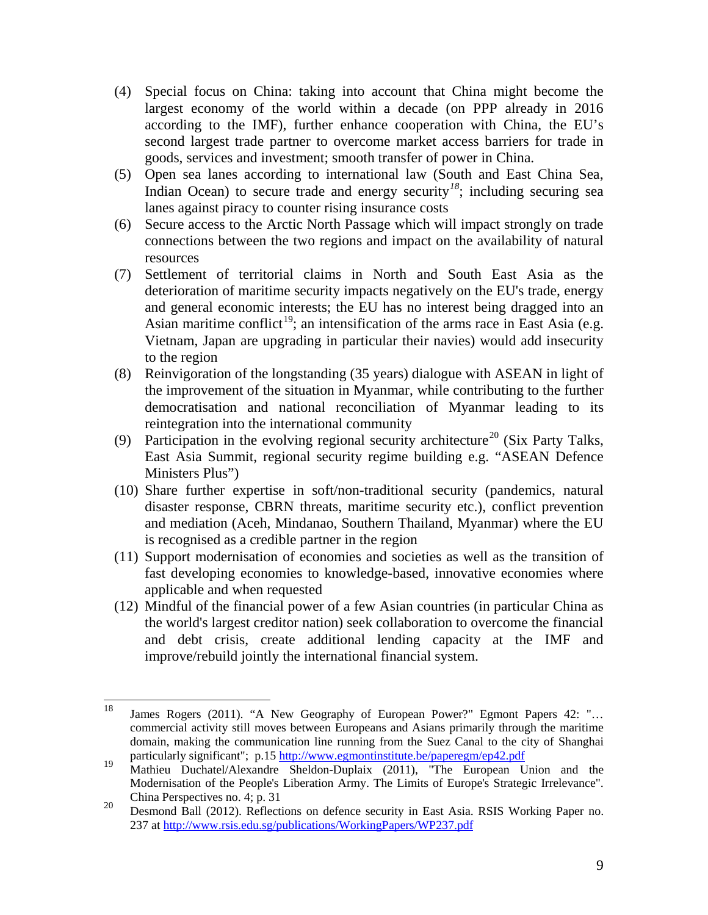(4) Special focus on China: taking into account that China might become the largest economy of the world within a decade (on PPP already in 2016 according to the IMF), further enhance cooperation with China, the EU's second largest trade partner to overcome market access barriers for trade in goods, services and investment; smooth transfer of power in China.

(5) Open sea lanes according to international law (South and East China Sea, Indian Ocean) to secure trade and energy security[18]; including securing sea lanes against piracy to counter rising insurance costs

(6) Secure access to the Arctic North Passage which will impact strongly on trade connections between the two regions and impact on the availability of natural resources

(7) Settlement of territorial claims in North and South East Asia as the deterioration of maritime security impacts negatively on the EU's trade, energy and general economic interests; the EU has no interest being dragged into an Asian maritime conflict[19]; an intensification of the arms race in East Asia (e.g. Vietnam, Japan are upgrading in particular their navies) would add insecurity to the region

(8) Reinvigoration of the longstanding (35 years) dialogue with ASEAN in light of the improvement of the situation in Myanmar, while contributing to the further democratisation and national reconciliation of Myanmar leading to its reintegration into the international community

(9) Participation in the evolving regional security architecture[20] (Six Party Talks, East Asia Summit, regional security regime building e.g. "ASEAN Defence Ministers Plus")

(10) Share further expertise in soft/non-traditional security (pandemics, natural disaster response, CBRN threats, maritime security etc.), conflict prevention and mediation (Aceh, Mindanao, Southern Thailand, Myanmar) where the EU is recognised as a credible partner in the region

(11) Support modernisation of economies and societies as well as the transition of fast developing economies to knowledge-based, innovative economies where applicable and when requested

(12) Mindful of the financial power of a few Asian countries (in particular China as the world's largest creditor nation) seek collaboration to overcome the financial and debt crisis, create additional lending capacity at the IMF and improve/rebuild jointly the international financial system.

---

[18] James Rogers (2011). "A New Geography of European Power?" Egmont Papers 42: "… commercial activity still moves between Europeans and Asians primarily through the maritime domain, making the communication line running from the Suez Canal to the city of Shanghai particularly significant"; p.15 http://www.egmontinstitute.be/paperegm/ep42.pdf

[19] Mathieu Duchatel/Alexandre Sheldon-Duplaix (2011), "The European Union and the Modernisation of the People's Liberation Army. The Limits of Europe's Strategic Irrelevance". China Perspectives no. 4; p. 31

[20] Desmond Ball (2012). Reflections on defence security in East Asia. RSIS Working Paper no. 237 at http://www.rsis.edu.sg/publications/WorkingPapers/WP237.pdf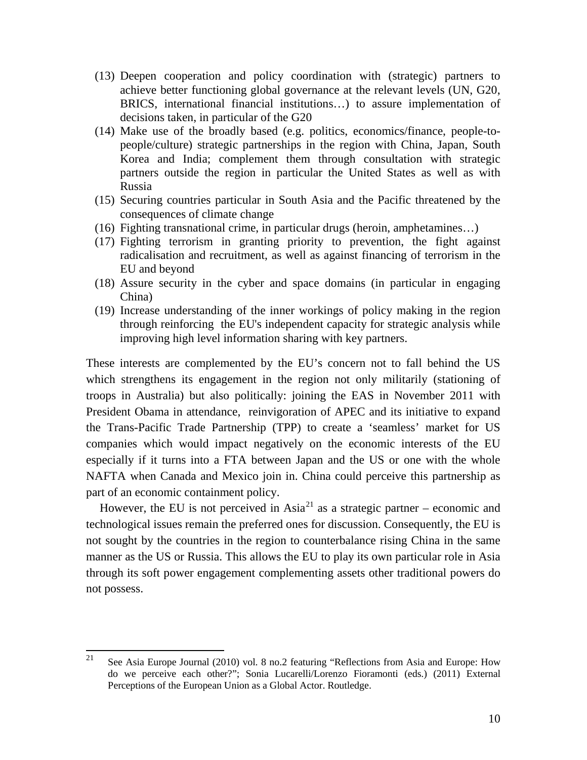(13) Deepen cooperation and policy coordination with (strategic) partners to achieve better functioning global governance at the relevant levels (UN, G20, BRICS, international financial institutions…) to assure implementation of decisions taken, in particular of the G20

(14) Make use of the broadly based (e.g. politics, economics/finance, people-to-people/culture) strategic partnerships in the region with China, Japan, South Korea and India; complement them through consultation with strategic partners outside the region in particular the United States as well as with Russia

(15) Securing countries particular in South Asia and the Pacific threatened by the consequences of climate change

(16) Fighting transnational crime, in particular drugs (heroin, amphetamines…)

(17) Fighting terrorism in granting priority to prevention, the fight against radicalisation and recruitment, as well as against financing of terrorism in the EU and beyond

(18) Assure security in the cyber and space domains (in particular in engaging China)

(19) Increase understanding of the inner workings of policy making in the region through reinforcing the EU's independent capacity for strategic analysis while improving high level information sharing with key partners.

These interests are complemented by the EU's concern not to fall behind the US which strengthens its engagement in the region not only militarily (stationing of troops in Australia) but also politically: joining the EAS in November 2011 with President Obama in attendance, reinvigoration of APEC and its initiative to expand the Trans-Pacific Trade Partnership (TPP) to create a 'seamless' market for US companies which would impact negatively on the economic interests of the EU especially if it turns into a FTA between Japan and the US or one with the whole NAFTA when Canada and Mexico join in. China could perceive this partnership as part of an economic containment policy.

However, the EU is not perceived in Asia[21] as a strategic partner – economic and technological issues remain the preferred ones for discussion. Consequently, the EU is not sought by the countries in the region to counterbalance rising China in the same manner as the US or Russia. This allows the EU to play its own particular role in Asia through its soft power engagement complementing assets other traditional powers do not possess.

---

[21] See Asia Europe Journal (2010) vol. 8 no.2 featuring "Reflections from Asia and Europe: How do we perceive each other?"; Sonia Lucarelli/Lorenzo Fioramonti (eds.) (2011) External Perceptions of the European Union as a Global Actor. Routledge.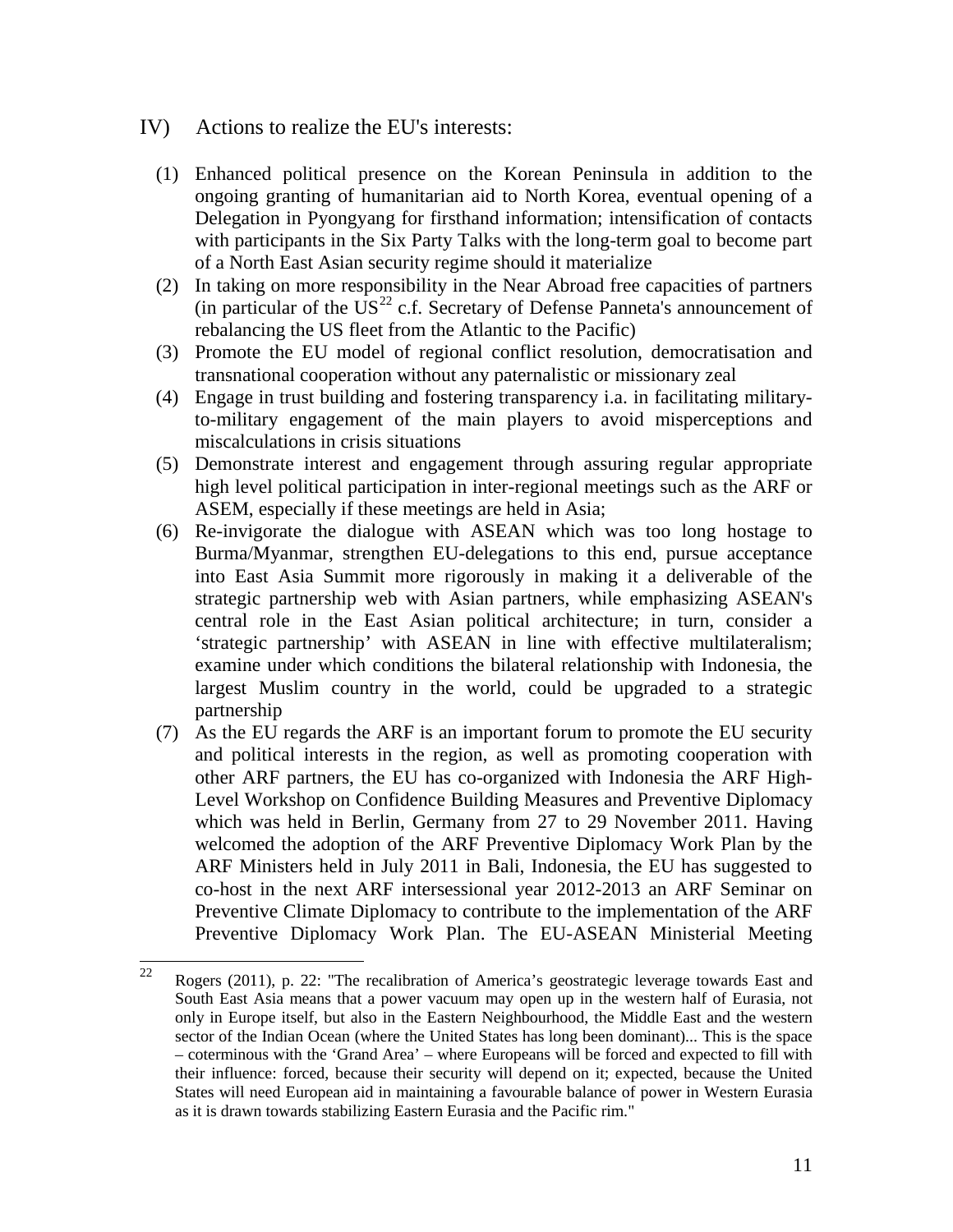## IV) Actions to realize the EU's interests:

(1) Enhanced political presence on the Korean Peninsula in addition to the ongoing granting of humanitarian aid to North Korea, eventual opening of a Delegation in Pyongyang for firsthand information; intensification of contacts with participants in the Six Party Talks with the long-term goal to become part of a North East Asian security regime should it materialize

(2) In taking on more responsibility in the Near Abroad free capacities of partners (in particular of the US[22] c.f. Secretary of Defense Panneta's announcement of rebalancing the US fleet from the Atlantic to the Pacific)

(3) Promote the EU model of regional conflict resolution, democratisation and transnational cooperation without any paternalistic or missionary zeal

(4) Engage in trust building and fostering transparency i.a. in facilitating military-to-military engagement of the main players to avoid misperceptions and miscalculations in crisis situations

(5) Demonstrate interest and engagement through assuring regular appropriate high level political participation in inter-regional meetings such as the ARF or ASEM, especially if these meetings are held in Asia;

(6) Re-invigorate the dialogue with ASEAN which was too long hostage to Burma/Myanmar, strengthen EU-delegations to this end, pursue acceptance into East Asia Summit more rigorously in making it a deliverable of the strategic partnership web with Asian partners, while emphasizing ASEAN's central role in the East Asian political architecture; in turn, consider a 'strategic partnership' with ASEAN in line with effective multilateralism; examine under which conditions the bilateral relationship with Indonesia, the largest Muslim country in the world, could be upgraded to a strategic partnership

(7) As the EU regards the ARF is an important forum to promote the EU security and political interests in the region, as well as promoting cooperation with other ARF partners, the EU has co-organized with Indonesia the ARF High-Level Workshop on Confidence Building Measures and Preventive Diplomacy which was held in Berlin, Germany from 27 to 29 November 2011. Having welcomed the adoption of the ARF Preventive Diplomacy Work Plan by the ARF Ministers held in July 2011 in Bali, Indonesia, the EU has suggested to co-host in the next ARF intersessional year 2012-2013 an ARF Seminar on Preventive Climate Diplomacy to contribute to the implementation of the ARF Preventive Diplomacy Work Plan. The EU-ASEAN Ministerial Meeting

---

[22] Rogers (2011), p. 22: "The recalibration of America's geostrategic leverage towards East and South East Asia means that a power vacuum may open up in the western half of Eurasia, not only in Europe itself, but also in the Eastern Neighbourhood, the Middle East and the western sector of the Indian Ocean (where the United States has long been dominant)... This is the space – coterminous with the 'Grand Area' – where Europeans will be forced and expected to fill with their influence: forced, because their security will depend on it; expected, because the United States will need European aid in maintaining a favourable balance of power in Western Eurasia as it is drawn towards stabilizing Eastern Eurasia and the Pacific rim."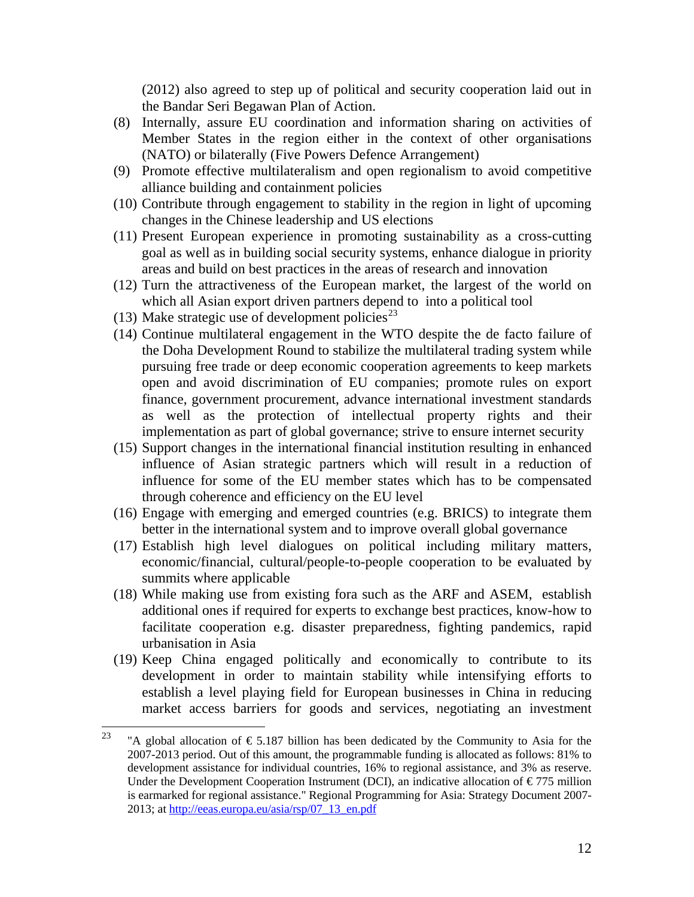(2012) also agreed to step up of political and security cooperation laid out in the Bandar Seri Begawan Plan of Action.

(8) Internally, assure EU coordination and information sharing on activities of Member States in the region either in the context of other organisations (NATO) or bilaterally (Five Powers Defence Arrangement)

(9) Promote effective multilateralism and open regionalism to avoid competitive alliance building and containment policies

(10) Contribute through engagement to stability in the region in light of upcoming changes in the Chinese leadership and US elections

(11) Present European experience in promoting sustainability as a cross-cutting goal as well as in building social security systems, enhance dialogue in priority areas and build on best practices in the areas of research and innovation

(12) Turn the attractiveness of the European market, the largest of the world on which all Asian export driven partners depend to into a political tool

(13) Make strategic use of development policies[23]

(14) Continue multilateral engagement in the WTO despite the de facto failure of the Doha Development Round to stabilize the multilateral trading system while pursuing free trade or deep economic cooperation agreements to keep markets open and avoid discrimination of EU companies; promote rules on export finance, government procurement, advance international investment standards as well as the protection of intellectual property rights and their implementation as part of global governance; strive to ensure internet security

(15) Support changes in the international financial institution resulting in enhanced influence of Asian strategic partners which will result in a reduction of influence for some of the EU member states which has to be compensated through coherence and efficiency on the EU level

(16) Engage with emerging and emerged countries (e.g. BRICS) to integrate them better in the international system and to improve overall global governance

(17) Establish high level dialogues on political including military matters, economic/financial, cultural/people-to-people cooperation to be evaluated by summits where applicable

(18) While making use from existing fora such as the ARF and ASEM, establish additional ones if required for experts to exchange best practices, know-how to facilitate cooperation e.g. disaster preparedness, fighting pandemics, rapid urbanisation in Asia

(19) Keep China engaged politically and economically to contribute to its development in order to maintain stability while intensifying efforts to establish a level playing field for European businesses in China in reducing market access barriers for goods and services, negotiating an investment

---

[23] "A global allocation of € 5.187 billion has been dedicated by the Community to Asia for the 2007-2013 period. Out of this amount, the programmable funding is allocated as follows: 81% to development assistance for individual countries, 16% to regional assistance, and 3% as reserve. Under the Development Cooperation Instrument (DCI), an indicative allocation of € 775 million is earmarked for regional assistance." Regional Programming for Asia: Strategy Document 2007-2013; at http://eeas.europa.eu/asia/rsp/07_13_en.pdf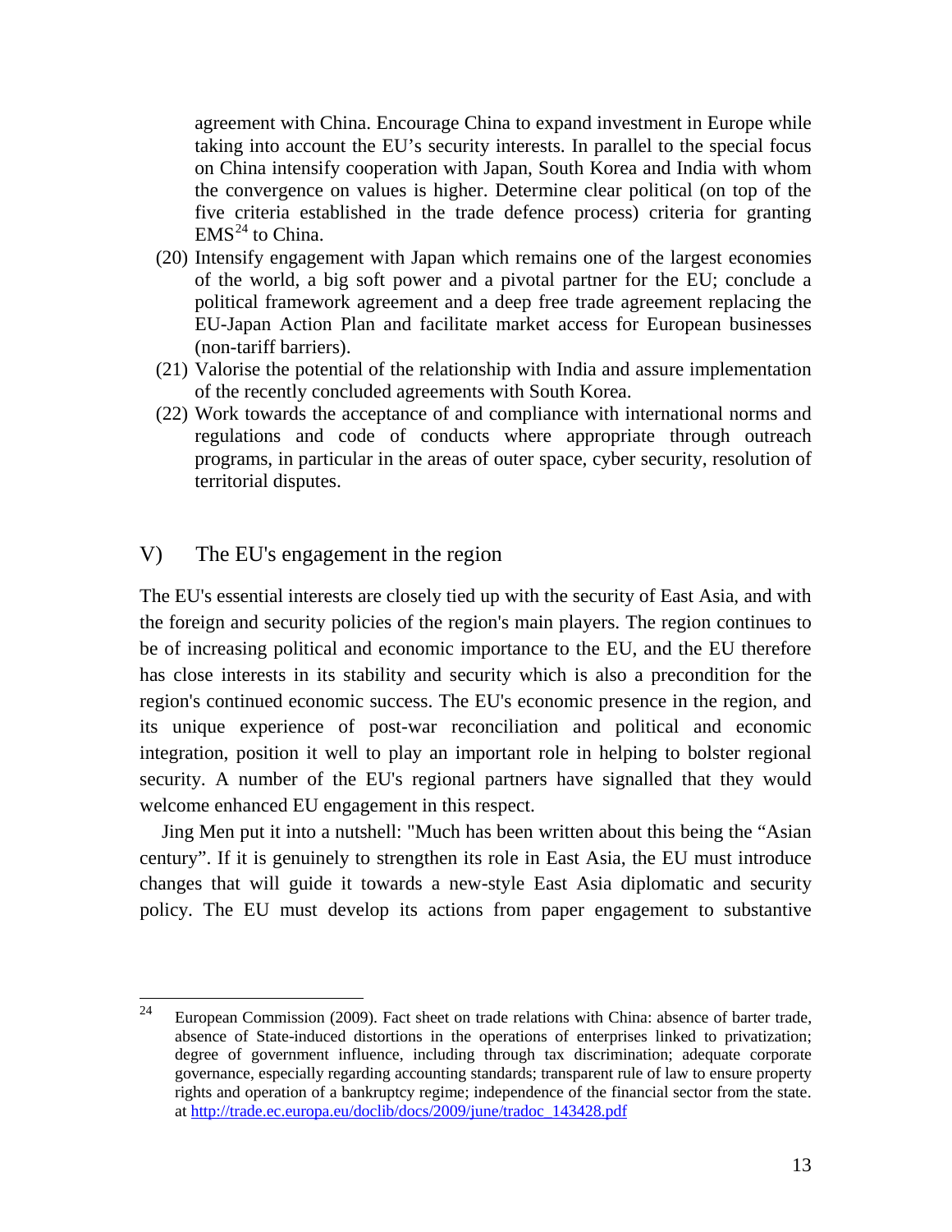agreement with China. Encourage China to expand investment in Europe while taking into account the EU's security interests. In parallel to the special focus on China intensify cooperation with Japan, South Korea and India with whom the convergence on values is higher. Determine clear political (on top of the five criteria established in the trade defence process) criteria for granting EMS[24] to China.

(20) Intensify engagement with Japan which remains one of the largest economies of the world, a big soft power and a pivotal partner for the EU; conclude a political framework agreement and a deep free trade agreement replacing the EU-Japan Action Plan and facilitate market access for European businesses (non-tariff barriers).

(21) Valorise the potential of the relationship with India and assure implementation of the recently concluded agreements with South Korea.

(22) Work towards the acceptance of and compliance with international norms and regulations and code of conducts where appropriate through outreach programs, in particular in the areas of outer space, cyber security, resolution of territorial disputes.

## V) The EU's engagement in the region

The EU's essential interests are closely tied up with the security of East Asia, and with the foreign and security policies of the region's main players. The region continues to be of increasing political and economic importance to the EU, and the EU therefore has close interests in its stability and security which is also a precondition for the region's continued economic success. The EU's economic presence in the region, and its unique experience of post-war reconciliation and political and economic integration, position it well to play an important role in helping to bolster regional security. A number of the EU's regional partners have signalled that they would welcome enhanced EU engagement in this respect.

Jing Men put it into a nutshell: "Much has been written about this being the "Asian century". If it is genuinely to strengthen its role in East Asia, the EU must introduce changes that will guide it towards a new-style East Asia diplomatic and security policy. The EU must develop its actions from paper engagement to substantive

---

[24] European Commission (2009). Fact sheet on trade relations with China: absence of barter trade, absence of State-induced distortions in the operations of enterprises linked to privatization; degree of government influence, including through tax discrimination; adequate corporate governance, especially regarding accounting standards; transparent rule of law to ensure property rights and operation of a bankruptcy regime; independence of the financial sector from the state. at http://trade.ec.europa.eu/doclib/docs/2009/june/tradoc_143428.pdf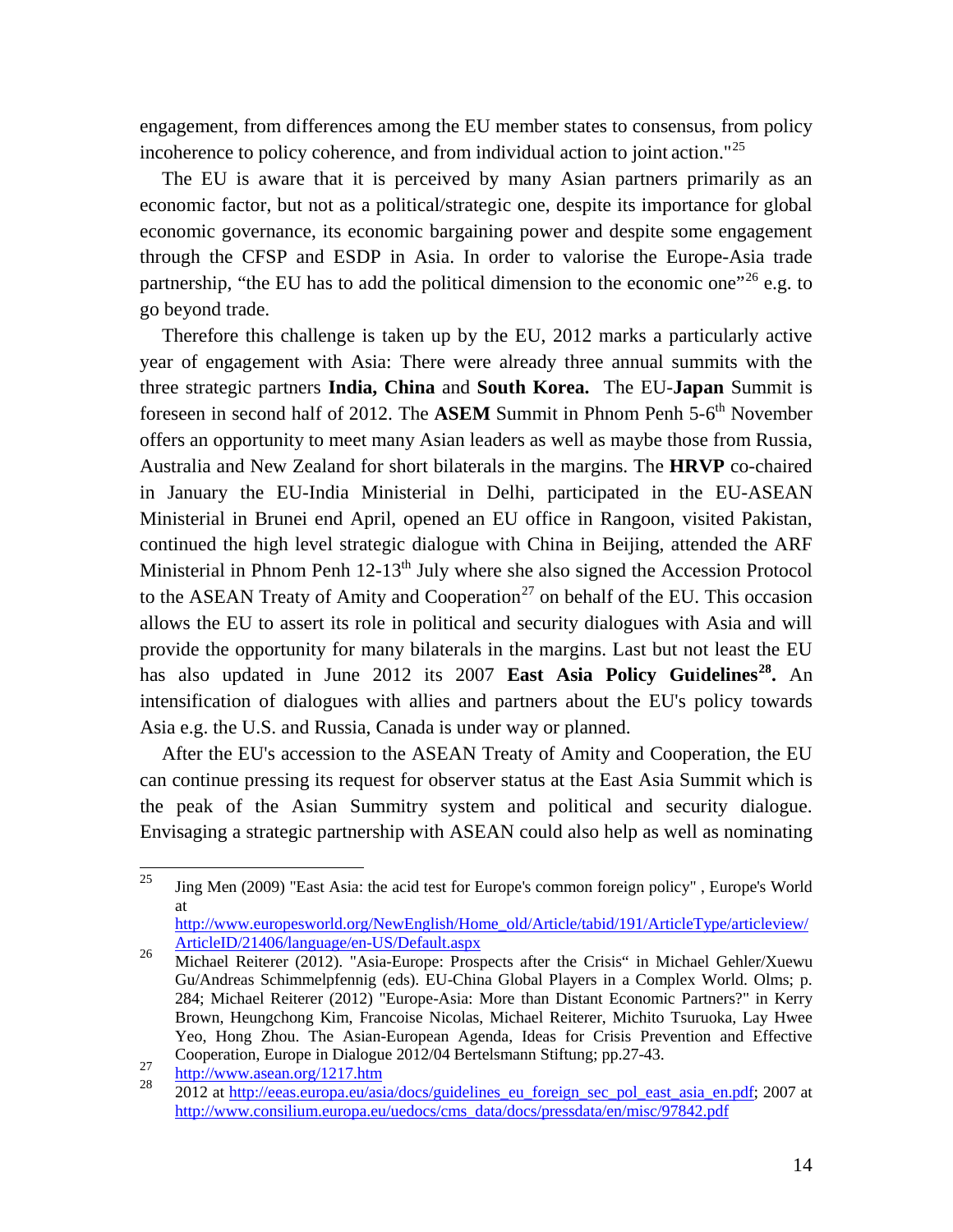engagement, from differences among the EU member states to consensus, from policy incoherence to policy coherence, and from individual action to joint action."[25]

The EU is aware that it is perceived by many Asian partners primarily as an economic factor, but not as a political/strategic one, despite its importance for global economic governance, its economic bargaining power and despite some engagement through the CFSP and ESDP in Asia. In order to valorise the Europe-Asia trade partnership, "the EU has to add the political dimension to the economic one"[26] e.g. to go beyond trade.

Therefore this challenge is taken up by the EU, 2012 marks a particularly active year of engagement with Asia: There were already three annual summits with the three strategic partners **India, China** and **South Korea.** The EU-**Japan** Summit is foreseen in second half of 2012. The **ASEM** Summit in Phnom Penh 5-6th November offers an opportunity to meet many Asian leaders as well as maybe those from Russia, Australia and New Zealand for short bilaterals in the margins. The **HRVP** co-chaired in January the EU-India Ministerial in Delhi, participated in the EU-ASEAN Ministerial in Brunei end April, opened an EU office in Rangoon, visited Pakistan, continued the high level strategic dialogue with China in Beijing, attended the ARF Ministerial in Phnom Penh 12-13th July where she also signed the Accession Protocol to the ASEAN Treaty of Amity and Cooperation[27] on behalf of the EU. This occasion allows the EU to assert its role in political and security dialogues with Asia and will provide the opportunity for many bilaterals in the margins. Last but not least the EU has also updated in June 2012 its 2007 **East Asia Policy Guidelines[28].** An intensification of dialogues with allies and partners about the EU's policy towards Asia e.g. the U.S. and Russia, Canada is under way or planned.

After the EU's accession to the ASEAN Treaty of Amity and Cooperation, the EU can continue pressing its request for observer status at the East Asia Summit which is the peak of the Asian Summitry system and political and security dialogue. Envisaging a strategic partnership with ASEAN could also help as well as nominating

---

[25] Jing Men (2009) "East Asia: the acid test for Europe's common foreign policy" , Europe's World at http://www.europesworld.org/NewEnglish/Home_old/Article/tabid/191/ArticleType/articleview/ArticleID/21406/language/en-US/Default.aspx

[26] Michael Reiterer (2012). "Asia-Europe: Prospects after the Crisis" in Michael Gehler/Xuewu Gu/Andreas Schimmelpfennig (eds). EU-China Global Players in a Complex World. Olms; p. 284; Michael Reiterer (2012) "Europe-Asia: More than Distant Economic Partners?" in Kerry Brown, Heungchong Kim, Francoise Nicolas, Michael Reiterer, Michito Tsuruoka, Lay Hwee Yeo, Hong Zhou. The Asian-European Agenda, Ideas for Crisis Prevention and Effective Cooperation, Europe in Dialogue 2012/04 Bertelsmann Stiftung; pp.27-43.

[27] http://www.asean.org/1217.htm

[28] 2012 at http://eeas.europa.eu/asia/docs/guidelines_eu_foreign_sec_pol_east_asia_en.pdf; 2007 at http://www.consilium.europa.eu/uedocs/cms_data/docs/pressdata/en/misc/97842.pdf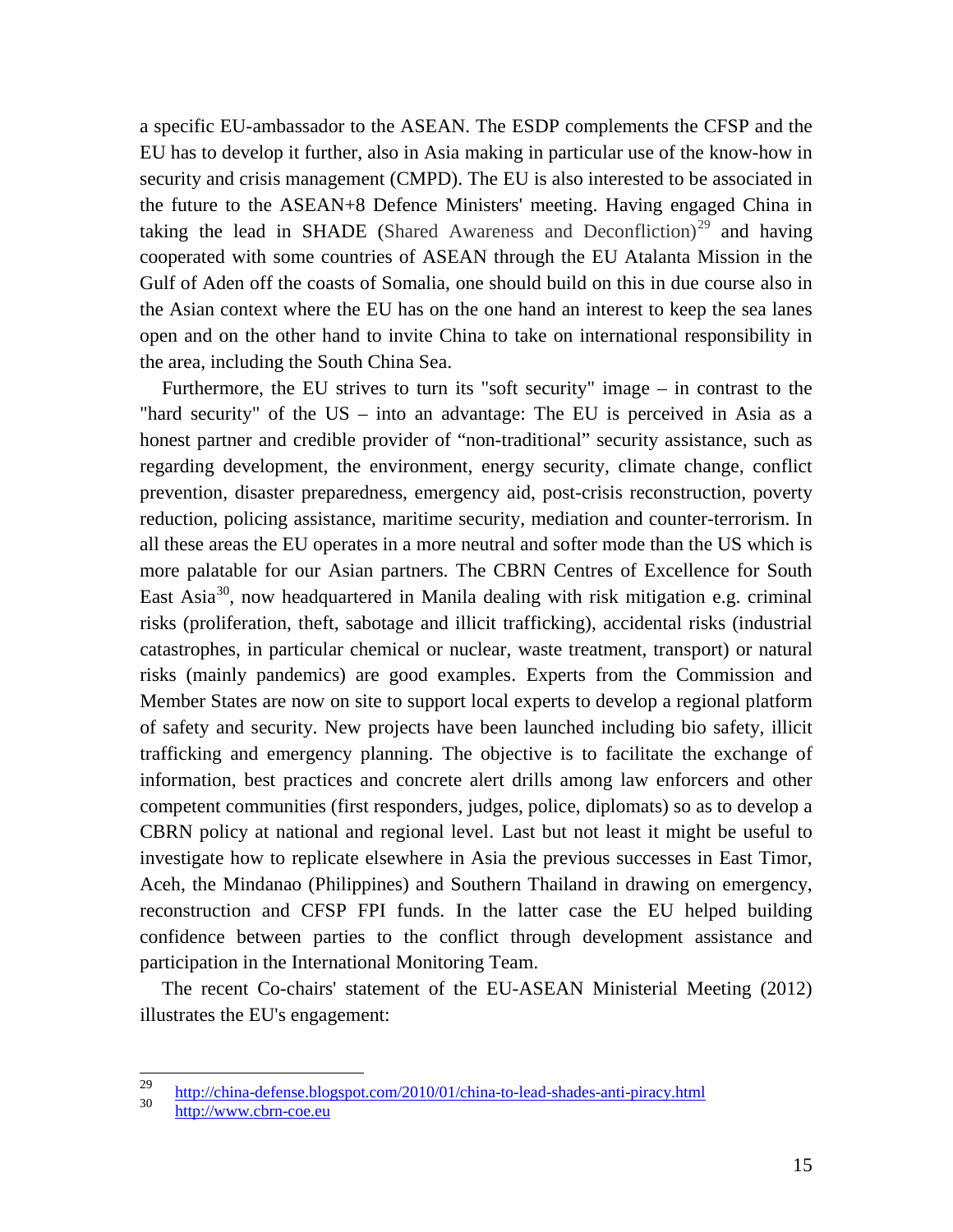a specific EU-ambassador to the ASEAN. The ESDP complements the CFSP and the EU has to develop it further, also in Asia making in particular use of the know-how in security and crisis management (CMPD). The EU is also interested to be associated in the future to the ASEAN+8 Defence Ministers' meeting. Having engaged China in taking the lead in SHADE (Shared Awareness and Deconfliction)[29] and having cooperated with some countries of ASEAN through the EU Atalanta Mission in the Gulf of Aden off the coasts of Somalia, one should build on this in due course also in the Asian context where the EU has on the one hand an interest to keep the sea lanes open and on the other hand to invite China to take on international responsibility in the area, including the South China Sea.

Furthermore, the EU strives to turn its "soft security" image – in contrast to the "hard security" of the US – into an advantage: The EU is perceived in Asia as a honest partner and credible provider of “non-traditional” security assistance, such as regarding development, the environment, energy security, climate change, conflict prevention, disaster preparedness, emergency aid, post-crisis reconstruction, poverty reduction, policing assistance, maritime security, mediation and counter-terrorism. In all these areas the EU operates in a more neutral and softer mode than the US which is more palatable for our Asian partners. The CBRN Centres of Excellence for South East Asia[30], now headquartered in Manila dealing with risk mitigation e.g. criminal risks (proliferation, theft, sabotage and illicit trafficking), accidental risks (industrial catastrophes, in particular chemical or nuclear, waste treatment, transport) or natural risks (mainly pandemics) are good examples. Experts from the Commission and Member States are now on site to support local experts to develop a regional platform of safety and security. New projects have been launched including bio safety, illicit trafficking and emergency planning. The objective is to facilitate the exchange of information, best practices and concrete alert drills among law enforcers and other competent communities (first responders, judges, police, diplomats) so as to develop a CBRN policy at national and regional level. Last but not least it might be useful to investigate how to replicate elsewhere in Asia the previous successes in East Timor, Aceh, the Mindanao (Philippines) and Southern Thailand in drawing on emergency, reconstruction and CFSP FPI funds. In the latter case the EU helped building confidence between parties to the conflict through development assistance and participation in the International Monitoring Team.

The recent Co-chairs' statement of the EU-ASEAN Ministerial Meeting (2012) illustrates the EU's engagement:

---

[29] http://china-defense.blogspot.com/2010/01/china-to-lead-shades-anti-piracy.html

[30] http://www.cbrn-coe.eu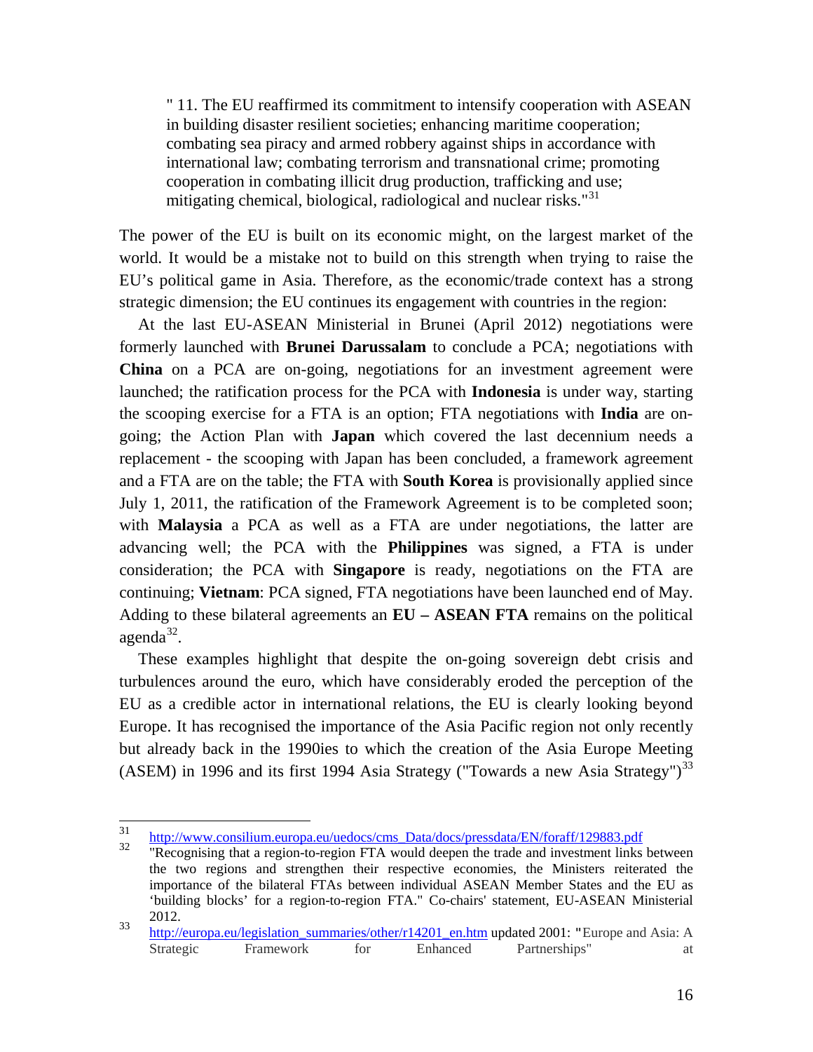> " 11. The EU reaffirmed its commitment to intensify cooperation with ASEAN in building disaster resilient societies; enhancing maritime cooperation; combating sea piracy and armed robbery against ships in accordance with international law; combating terrorism and transnational crime; promoting cooperation in combating illicit drug production, trafficking and use; mitigating chemical, biological, radiological and nuclear risks."[31]

The power of the EU is built on its economic might, on the largest market of the world. It would be a mistake not to build on this strength when trying to raise the EU's political game in Asia. Therefore, as the economic/trade context has a strong strategic dimension; the EU continues its engagement with countries in the region:

At the last EU-ASEAN Ministerial in Brunei (April 2012) negotiations were formerly launched with **Brunei Darussalam** to conclude a PCA; negotiations with **China** on a PCA are on-going, negotiations for an investment agreement were launched; the ratification process for the PCA with **Indonesia** is under way, starting the scooping exercise for a FTA is an option; FTA negotiations with **India** are on-going; the Action Plan with **Japan** which covered the last decennium needs a replacement - the scooping with Japan has been concluded, a framework agreement and a FTA are on the table; the FTA with **South Korea** is provisionally applied since July 1, 2011, the ratification of the Framework Agreement is to be completed soon; with **Malaysia** a PCA as well as a FTA are under negotiations, the latter are advancing well; the PCA with the **Philippines** was signed, a FTA is under consideration; the PCA with **Singapore** is ready, negotiations on the FTA are continuing; **Vietnam**: PCA signed, FTA negotiations have been launched end of May. Adding to these bilateral agreements an **EU – ASEAN FTA** remains on the political agenda[32].

These examples highlight that despite the on-going sovereign debt crisis and turbulences around the euro, which have considerably eroded the perception of the EU as a credible actor in international relations, the EU is clearly looking beyond Europe. It has recognised the importance of the Asia Pacific region not only recently but already back in the 1990ies to which the creation of the Asia Europe Meeting (ASEM) in 1996 and its first 1994 Asia Strategy ("Towards a new Asia Strategy")[33]

---

[31] http://www.consilium.europa.eu/uedocs/cms_Data/docs/pressdata/EN/foraff/129883.pdf

[32] "Recognising that a region-to-region FTA would deepen the trade and investment links between the two regions and strengthen their respective economies, the Ministers reiterated the importance of the bilateral FTAs between individual ASEAN Member States and the EU as 'building blocks' for a region-to-region FTA." Co-chairs' statement, EU-ASEAN Ministerial 2012.

[33] http://europa.eu/legislation_summaries/other/r14201_en.htm updated 2001: "Europe and Asia: A Strategic Framework for Enhanced Partnerships" at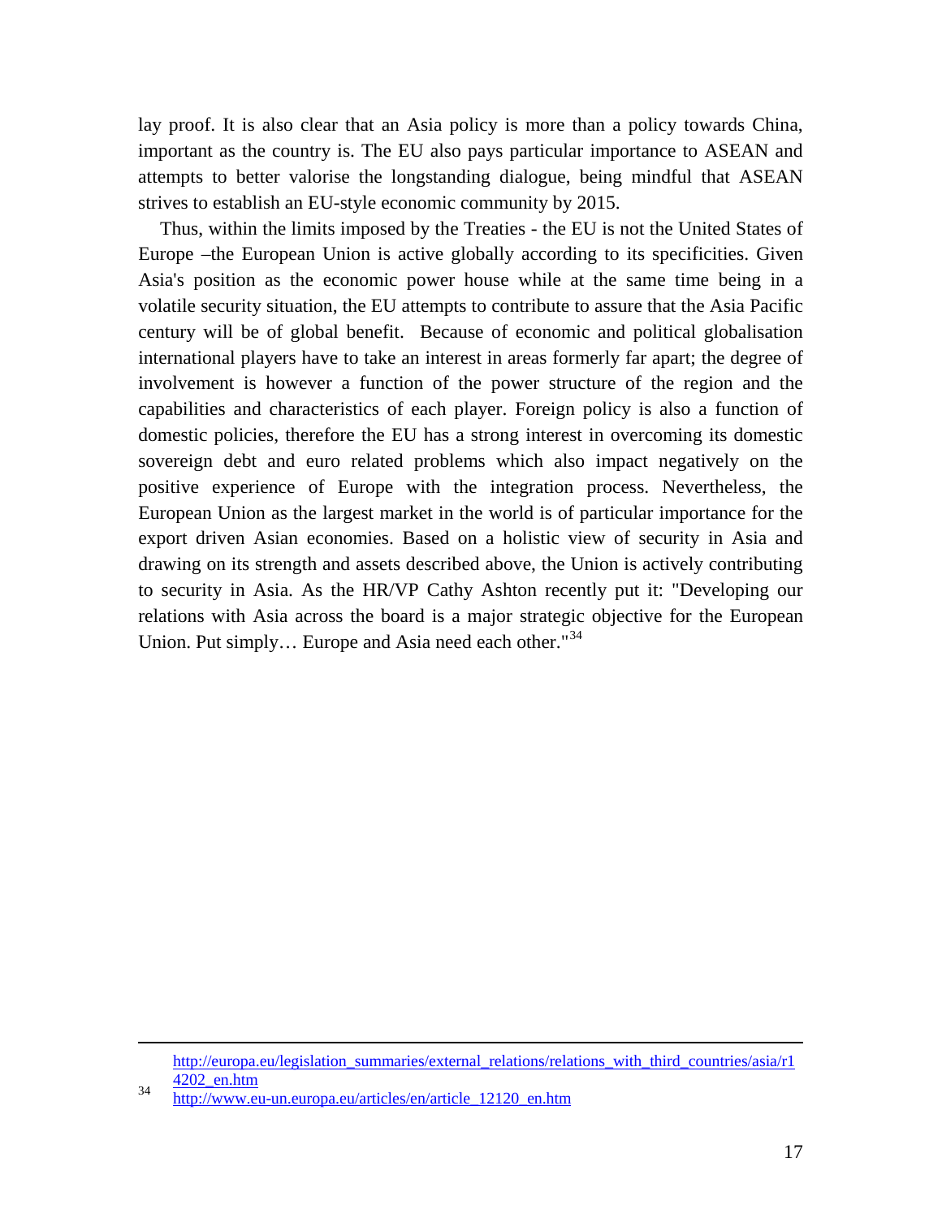lay proof. It is also clear that an Asia policy is more than a policy towards China, important as the country is. The EU also pays particular importance to ASEAN and attempts to better valorise the longstanding dialogue, being mindful that ASEAN strives to establish an EU-style economic community by 2015.

Thus, within the limits imposed by the Treaties - the EU is not the United States of Europe –the European Union is active globally according to its specificities. Given Asia's position as the economic power house while at the same time being in a volatile security situation, the EU attempts to contribute to assure that the Asia Pacific century will be of global benefit. Because of economic and political globalisation international players have to take an interest in areas formerly far apart; the degree of involvement is however a function of the power structure of the region and the capabilities and characteristics of each player. Foreign policy is also a function of domestic policies, therefore the EU has a strong interest in overcoming its domestic sovereign debt and euro related problems which also impact negatively on the positive experience of Europe with the integration process. Nevertheless, the European Union as the largest market in the world is of particular importance for the export driven Asian economies. Based on a holistic view of security in Asia and drawing on its strength and assets described above, the Union is actively contributing to security in Asia. As the HR/VP Cathy Ashton recently put it: "Developing our relations with Asia across the board is a major strategic objective for the European Union. Put simply… Europe and Asia need each other."[34]

---

http://europa.eu/legislation_summaries/external_relations/relations_with_third_countries/asia/r14202_en.htm

[34] http://www.eu-un.europa.eu/articles/en/article_12120_en.htm